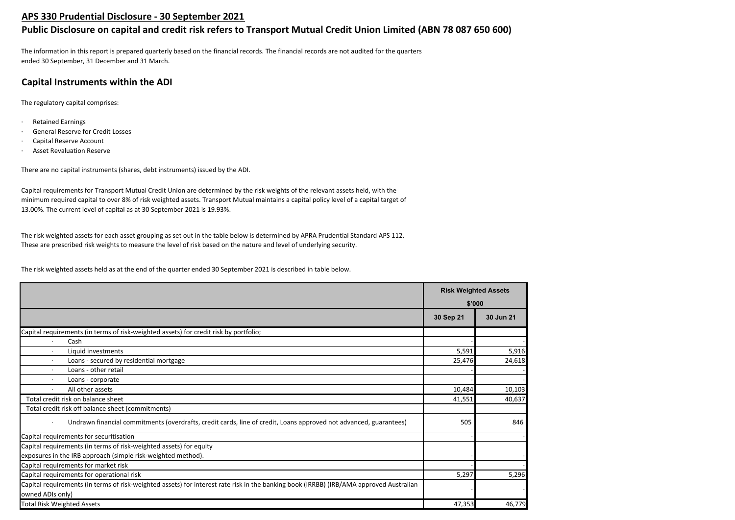## **APS 330 Prudential Disclosure - 30 September 2021**

## **Public Disclosure on capital and credit risk refers to Transport Mutual Credit Union Limited (ABN 78 087 650 600)**

The information in this report is prepared quarterly based on the financial records. The financial records are not audited for the quarters ended 30 September, 31 December and 31 March.

## **Capital Instruments within the ADI**

The regulatory capital comprises:

- Retained Earnings
- General Reserve for Credit Losses
- Capital Reserve Account
- Asset Revaluation Reserve

There are no capital instruments (shares, debt instruments) issued by the ADI.

Capital requirements for Transport Mutual Credit Union are determined by the risk weights of the relevant assets held, with the minimum required capital to over 8% of risk weighted assets. Transport Mutual maintains a capital policy level of a capital target of 13.00%. The current level of capital as at 30 September 2021 is 19.93%.

The risk weighted assets for each asset grouping as set out in the table below is determined by APRA Prudential Standard APS 112. These are prescribed risk weights to measure the level of risk based on the nature and level of underlying security.

The risk weighted assets held as at the end of the quarter ended 30 September 2021 is described in table below.

| | **Risk Weighted Assets $'000** | |
|---|---|---|
| | **30 Sep 21** | **30 Jun 21** |
| Capital requirements (in terms of risk-weighted assets) for credit risk by portfolio; | | |
| · Cash | - | - |
| · Liquid investments | 5,591 | 5,916 |
| · Loans - secured by residential mortgage | 25,476 | 24,618 |
| · Loans - other retail | - | - |
| · Loans - corporate | - | - |
| · All other assets | 10,484 | 10,103 |
| Total credit risk on balance sheet | 41,551 | 40,637 |
| Total credit risk off balance sheet (commitments) | | |
| · Undrawn financial commitments (overdrafts, credit cards, line of credit, Loans approved not advanced, guarantees) | 505 | 846 |
| Capital requirements for securitisation | - | - |
| Capital requirements (in terms of risk-weighted assets) for equity exposures in the IRB approach (simple risk-weighted method). | - | - |
| Capital requirements for market risk | - | - |
| Capital requirements for operational risk | 5,297 | 5,296 |
| Capital requirements (in terms of risk-weighted assets) for interest rate risk in the banking book (IRRBB) (IRB/AMA approved Australian owned ADIs only) | - | - |
| Total Risk Weighted Assets | 47,353 | 46,779 |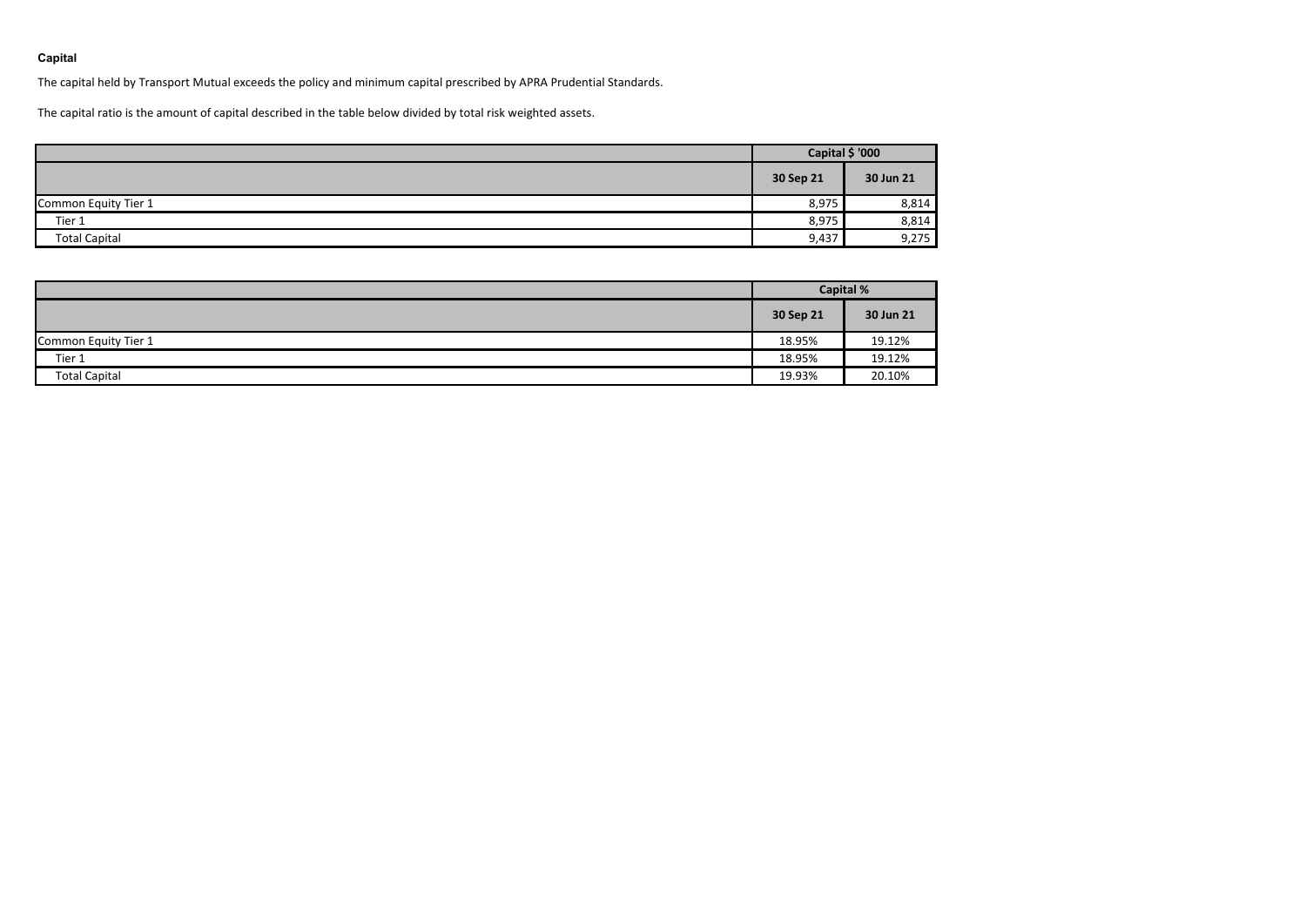## Capital

The capital held by Transport Mutual exceeds the policy and minimum capital prescribed by APRA Prudential Standards.

The capital ratio is the amount of capital described in the table below divided by total risk weighted assets.

| | Capital $ '000 | |
|---|---|---|
| | 30 Sep 21 | 30 Jun 21 |
| Common Equity Tier 1 | 8,975 | 8,814 |
| Tier 1 | 8,975 | 8,814 |
| Total Capital | 9,437 | 9,275 |

| | Capital % | |
|---|---|---|
| | 30 Sep 21 | 30 Jun 21 |
| Common Equity Tier 1 | 18.95% | 19.12% |
| Tier 1 | 18.95% | 19.12% |
| Total Capital | 19.93% | 20.10% |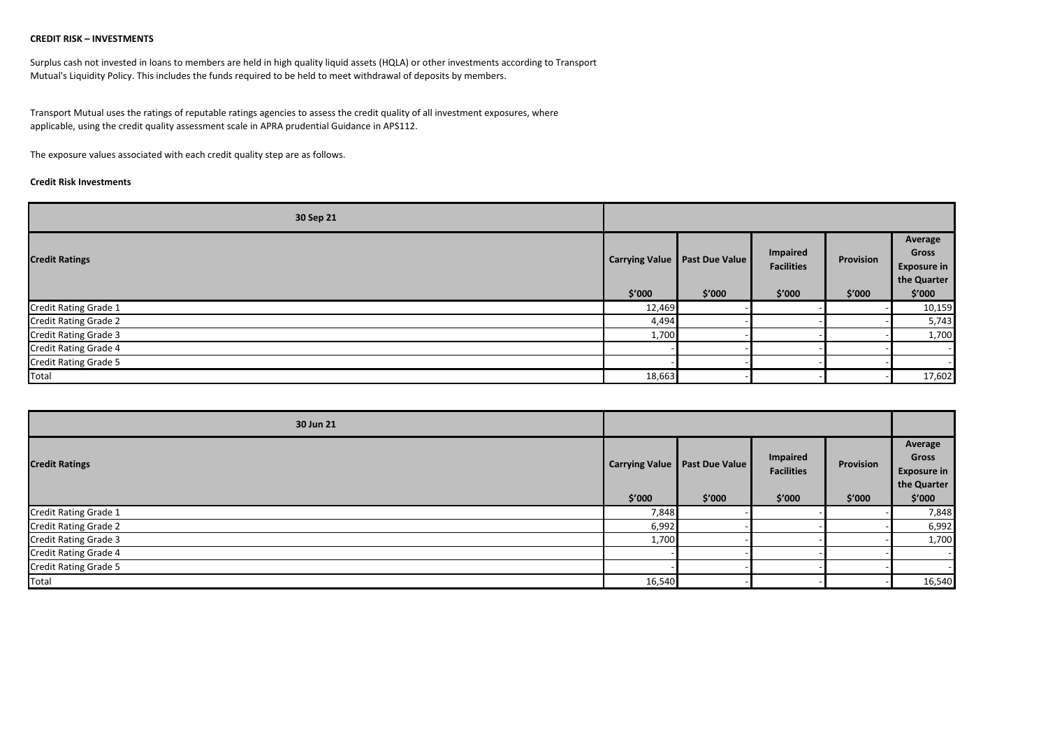**CREDIT RISK – INVESTMENTS**

Surplus cash not invested in loans to members are held in high quality liquid assets (HQLA) or other investments according to Transport Mutual's Liquidity Policy. This includes the funds required to be held to meet withdrawal of deposits by members.

Transport Mutual uses the ratings of reputable ratings agencies to assess the credit quality of all investment exposures, where applicable, using the credit quality assessment scale in APRA prudential Guidance in APS112.

The exposure values associated with each credit quality step are as follows.

**Credit Risk Investments**

| 30 Sep 21 | | | | | |
|---|---|---|---|---|---|
| **Credit Ratings** | **Carrying Value** $'000 | **Past Due Value** $'000 | **Impaired Facilities** $'000 | **Provision** $'000 | **Average Gross Exposure in the Quarter** $'000 |
| Credit Rating Grade 1 | 12,469 | - | - | - | 10,159 |
| Credit Rating Grade 2 | 4,494 | - | - | - | 5,743 |
| Credit Rating Grade 3 | 1,700 | - | - | - | 1,700 |
| Credit Rating Grade 4 | - | - | - | - | - |
| Credit Rating Grade 5 | - | - | - | - | - |
| Total | 18,663 | - | - | - | 17,602 |

| 30 Jun 21 | | | | | |
|---|---|---|---|---|---|
| **Credit Ratings** | **Carrying Value** $'000 | **Past Due Value** $'000 | **Impaired Facilities** $'000 | **Provision** $'000 | **Average Gross Exposure in the Quarter** $'000 |
| Credit Rating Grade 1 | 7,848 | - | - | - | 7,848 |
| Credit Rating Grade 2 | 6,992 | - | - | - | 6,992 |
| Credit Rating Grade 3 | 1,700 | - | - | - | 1,700 |
| Credit Rating Grade 4 | - | - | - | - | - |
| Credit Rating Grade 5 | - | - | - | - | - |
| Total | 16,540 | - | - | - | 16,540 |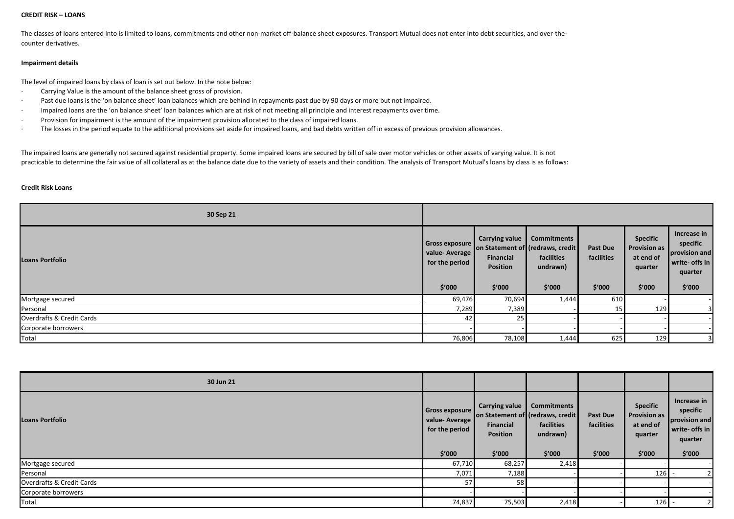**CREDIT RISK – LOANS**

The classes of loans entered into is limited to loans, commitments and other non-market off-balance sheet exposures. Transport Mutual does not enter into debt securities, and over-the-counter derivatives.

**Impairment details**

The level of impaired loans by class of loan is set out below. In the note below:

- Carrying Value is the amount of the balance sheet gross of provision.
- Past due loans is the 'on balance sheet' loan balances which are behind in repayments past due by 90 days or more but not impaired.
- Impaired loans are the 'on balance sheet' loan balances which are at risk of not meeting all principle and interest repayments over time.
- Provision for impairment is the amount of the impairment provision allocated to the class of impaired loans.
- The losses in the period equate to the additional provisions set aside for impaired loans, and bad debts written off in excess of previous provision allowances.

The impaired loans are generally not secured against residential property. Some impaired loans are secured by bill of sale over motor vehicles or other assets of varying value. It is not practicable to determine the fair value of all collateral as at the balance date due to the variety of assets and their condition. The analysis of Transport Mutual's loans by class is as follows:

**Credit Risk Loans**

| 30 Sep 21 | | | | | | |
|---|---|---|---|---|---|---|
| **Loans Portfolio** | **Gross exposure value- Average for the period** | **Carrying value on Statement of Financial Position** | **Commitments (redraws, credit facilities undrawn)** | **Past Due facilities** | **Specific Provision as at end of quarter** | **Increase in specific provision and write- offs in quarter** |
| | **$'000** | **$'000** | **$'000** | **$'000** | **$'000** | **$'000** |
| Mortgage secured | 69,476 | 70,694 | 1,444 | 610 | - | - |
| Personal | 7,289 | 7,389 | - | 15 | 129 | 3 |
| Overdrafts & Credit Cards | 42 | 25 | - | - | - | - |
| Corporate borrowers | - | - | - | - | - | - |
| Total | 76,806 | 78,108 | 1,444 | 625 | 129 | 3 |

| 30 Jun 21 | | | | | | |
|---|---|---|---|---|---|---|
| **Loans Portfolio** | **Gross exposure value- Average for the period** | **Carrying value on Statement of Financial Position** | **Commitments (redraws, credit facilities undrawn)** | **Past Due facilities** | **Specific Provision as at end of quarter** | **Increase in specific provision and write- offs in quarter** |
| | **$'000** | **$'000** | **$'000** | **$'000** | **$'000** | **$'000** |
| Mortgage secured | 67,710 | 68,257 | 2,418 | - | - | - |
| Personal | 7,071 | 7,188 | - | - | 126 | - 2 |
| Overdrafts & Credit Cards | 57 | 58 | - | - | - | - |
| Corporate borrowers | - | - | - | - | - | - |
| Total | 74,837 | 75,503 | 2,418 | - | 126 | - 2 |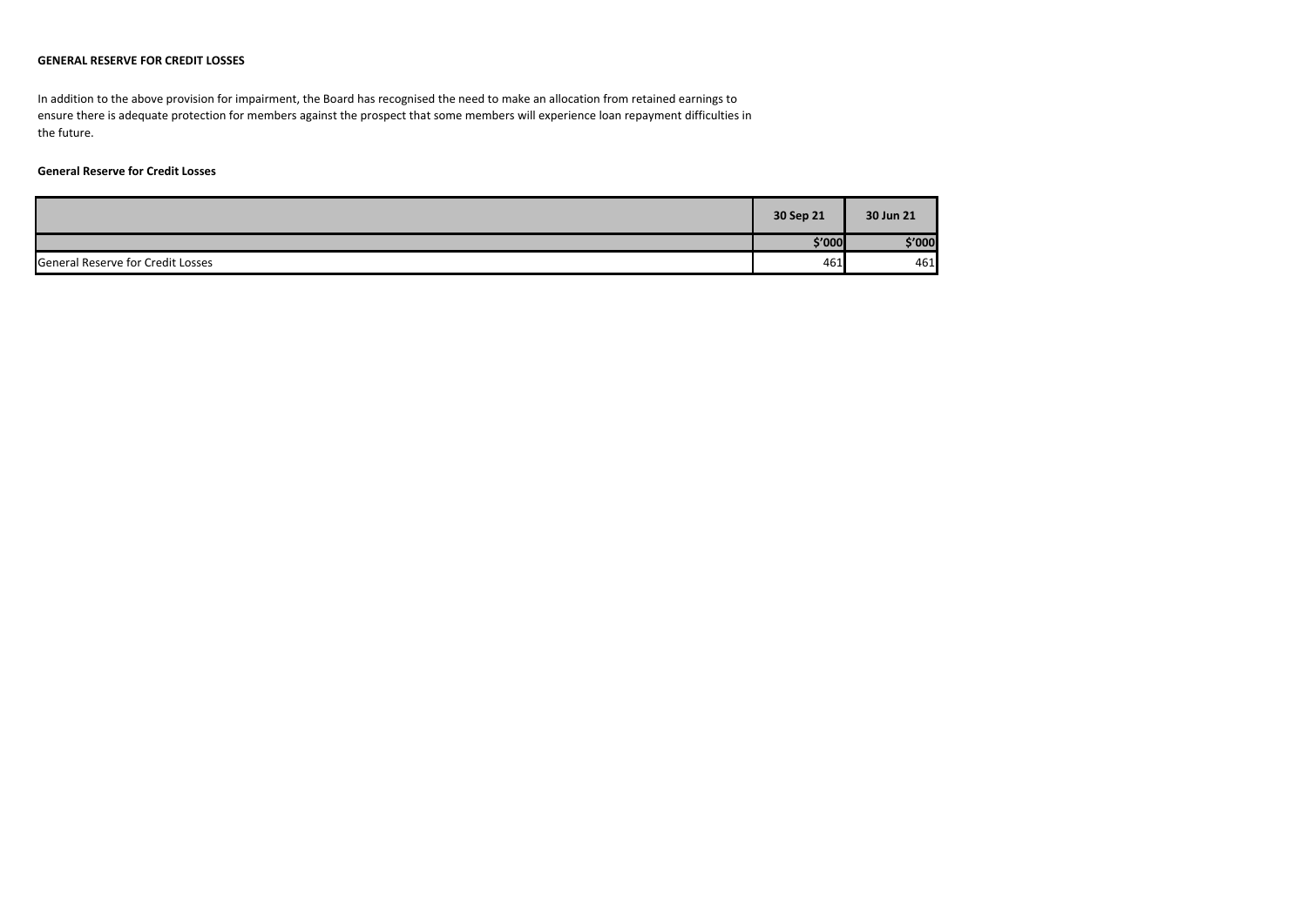**GENERAL RESERVE FOR CREDIT LOSSES**

In addition to the above provision for impairment, the Board has recognised the need to make an allocation from retained earnings to ensure there is adequate protection for members against the prospect that some members will experience loan repayment difficulties in the future.

**General Reserve for Credit Losses**

| | 30 Sep 21 | 30 Jun 21 |
|---|---|---|
| | $'000 | $'000 |
| General Reserve for Credit Losses | 461 | 461 |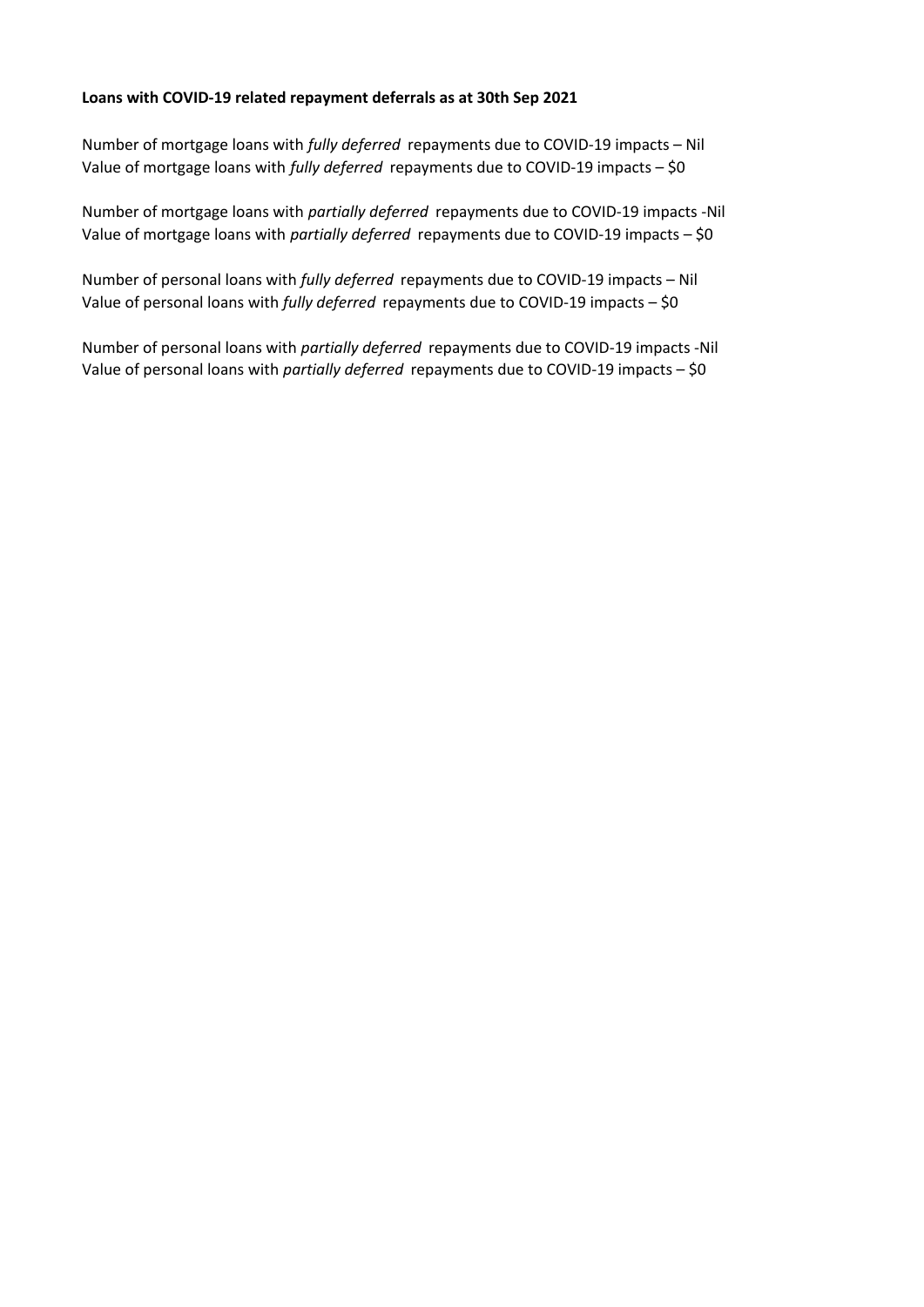**Loans with COVID-19 related repayment deferrals as at 30th Sep 2021**

Number of mortgage loans with *fully deferred* repayments due to COVID-19 impacts – Nil
Value of mortgage loans with *fully deferred* repayments due to COVID-19 impacts – $0

Number of mortgage loans with *partially deferred* repayments due to COVID-19 impacts -Nil
Value of mortgage loans with *partially deferred* repayments due to COVID-19 impacts – $0

Number of personal loans with *fully deferred* repayments due to COVID-19 impacts – Nil
Value of personal loans with *fully deferred* repayments due to COVID-19 impacts – $0

Number of personal loans with *partially deferred* repayments due to COVID-19 impacts -Nil
Value of personal loans with *partially deferred* repayments due to COVID-19 impacts – $0